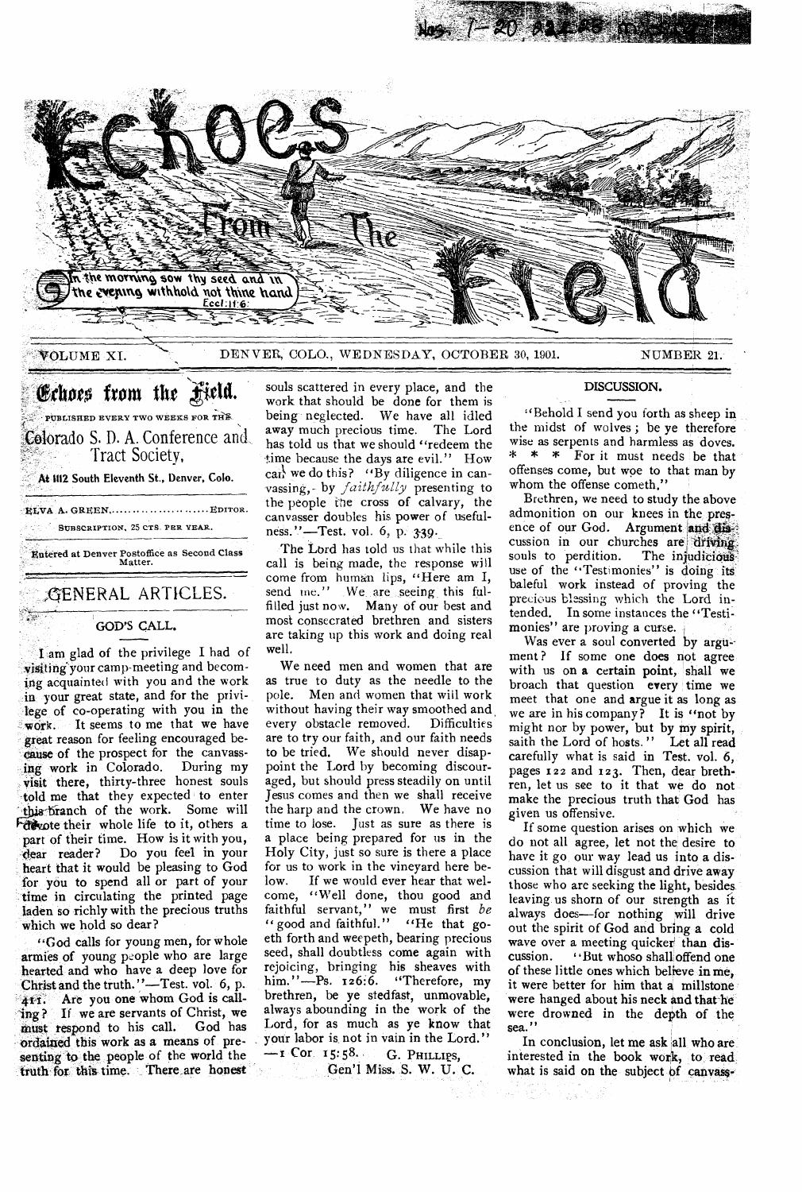# Echoes from the Field

*In the morning sow thy seed and in the evening withhold not thine hand* — Eccl. 11:6.

VOLUME XI. DENVER, COLO., WEDNESDAY, OCTOBER 30, 1901. NUMBER 21.

## Echoes from the Field.

PUBLISHED EVERY TWO WEEKS FOR THE

**Colorado S. D. A. Conference and Tract Society,**

At 1112 South Eleventh St., Denver, Colo.

ELVA A. GREEN........................EDITOR.

SUBSCRIPTION, 25 CTS. PER YEAR.

Entered at Denver Postoffice as Second Class Matter.

## GENERAL ARTICLES.

### GOD'S CALL.

I am glad of the privilege I had of visiting your camp-meeting and becoming acquainted with you and the work in your great state, and for the privilege of co-operating with you in the work. It seems to me that we have great reason for feeling encouraged because of the prospect for the canvassing work in Colorado. During my visit there, thirty-three honest souls told me that they expected to enter this branch of the work. Some will devote their whole life to it, others a part of their time. How is it with you, dear reader? Do you feel in your heart that it would be pleasing to God for you to spend all or part of your time in circulating the printed page laden so richly with the precious truths which we hold so dear?

"God calls for young men, for whole armies of young people who are large hearted and who have a deep love for Christ and the truth."—Test. vol. 6, p. 411. Are you one whom God is calling? If we are servants of Christ, we must respond to his call. God has ordained this work as a means of presenting to the people of the world the truth for this time. There are honest souls scattered in every place, and the work that should be done for them is being neglected. We have all idled away much precious time. The Lord has told us that we should "redeem the time because the days are evil." How can we do this? "By diligence in canvassing, by *faithfully* presenting to the people the cross of calvary, the canvasser doubles his power of usefulness."—Test. vol. 6, p. 339.

The Lord has told us that while this call is being made, the response will come from human lips, "Here am I, send me." We are seeing this fulfilled just now. Many of our best and most consecrated brethren and sisters are taking up this work and doing real well.

We need men and women that are as true to duty as the needle to the pole. Men and women that will work without having their way smoothed and every obstacle removed. Difficulties are to try our faith, and our faith needs to be tried. We should never disappoint the Lord by becoming discouraged, but should press steadily on until Jesus comes and then we shall receive the harp and the crown. We have no time to lose. Just as sure as there is a place being prepared for us in the Holy City, just so sure is there a place for us to work in the vineyard here below. If we would ever hear that welcome, "Well done, thou good and faithful servant," we must first *be* "good and faithful." "He that goeth forth and weepeth, bearing precious seed, shall doubtless come again with rejoicing, bringing his sheaves with him."—Ps. 126:6. "Therefore, my brethren, be ye stedfast, unmovable, always abounding in the work of the Lord, for as much as ye know that your labor is not in vain in the Lord."—1 Cor. 15:58.

G. PHILLIPS,
Gen'l Miss. S. W. U. C.

### DISCUSSION.

"Behold I send you forth as sheep in the midst of wolves; be ye therefore wise as serpents and harmless as doves. * * * For it must needs be that offenses come, but woe to that man by whom the offense cometh."

Brethren, we need to study the above admonition on our knees in the presence of our God. Argument and discussion in our churches are driving souls to perdition. The injudicious use of the "Testimonies" is doing its baleful work instead of proving the precious blessing which the Lord intended. In some instances the "Testimonies" are proving a curse.

Was ever a soul converted by argument? If some one does not agree with us on a certain point, shall we broach that question every time we meet that one and argue it as long as we are in his company? It is "not by might nor by power, but by my spirit, saith the Lord of hosts." Let all read carefully what is said in Test. vol. 6, pages 122 and 123. Then, dear brethren, let us see to it that we do not make the precious truth that God has given us offensive.

If some question arises on which we do not all agree, let not the desire to have it go our way lead us into a discussion that will disgust and drive away those who are seeking the light, besides leaving us shorn of our strength as it always does—for nothing will drive out the spirit of God and bring a cold wave over a meeting quicker than discussion. "But whoso shall offend one of these little ones which believe in me, it were better for him that a millstone were hanged about his neck and that he were drowned in the depth of the sea."

In conclusion, let me ask all who are interested in the book work, to read what is said on the subject of canvass-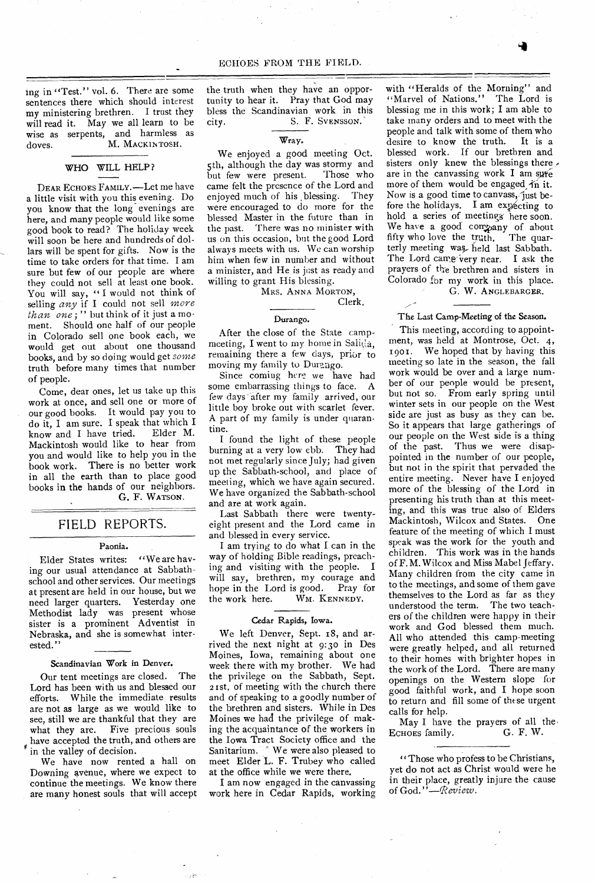ing in "Test." vol. 6. There are some sentences there which should interest my ministering brethren. I trust they will read it. May we all learn to be wise as serpents, and harmless as doves.

M. MACKINTOSH.

## WHO WILL HELP?

DEAR ECHOES FAMILY.—Let me have a little visit with you this evening. Do you know that the long evenings are here, and many people would like some good book to read? The holiday week will soon be here and hundreds of dollars will be spent for gifts. Now is the time to take orders for that time. I am sure but few of our people are where they could not sell at least one book. You will say, "I would not think of selling *any* if I could not sell *more than one*;" but think of it just a moment. Should one half of our people in Colorado sell one book each, we would get out about one thousand books, and by so doing would get *some* truth before many times that number of people.

Come, dear ones, let us take up this work at once, and sell one or more of our good books. It would pay you to do it, I am sure. I speak that which I know and I have tried. Elder M. Mackintosh would like to hear from you and would like to help you in the book work. There is no better work in all the earth than to place good books in the hands of our neighbors.

G. F. WATSON.

# FIELD REPORTS.

### Paonia.

Elder States writes: "We are having our usual attendance at Sabbath-school and other services. Our meetings at present are held in our house, but we need larger quarters. Yesterday one Methodist lady was present whose sister is a prominent Adventist in Nebraska, and she is somewhat interested."

### Scandinavian Work in Denver.

Our tent meetings are closed. The Lord has been with us and blessed our efforts. While the immediate results are not as large as we would like to see, still we are thankful that they are what they are. Five precious souls have accepted the truth, and others are in the valley of decision.

We have now rented a hall on Downing avenue, where we expect to continue the meetings. We know there are many honest souls that will accept the truth when they have an opportunity to hear it. Pray that God may bless the Scandinavian work in this city.

S. F. SVENSSON.

### Wray.

We enjoyed a good meeting Oct. 5th, although the day was stormy and but few were present. Those who came felt the presence of the Lord and enjoyed much of his blessing. They were encouraged to do more for the blessed Master in the future than in the past. There was no minister with us on this occasion, but the good Lord always meets with us. We can worship him when few in number and without a minister, and He is just as ready and willing to grant His blessing.

MRS. ANNA MORTON,
Clerk.

### Durango.

After the close of the State camp-meeting, I went to my home in Salida, remaining there a few days, prior to moving my family to Durango.

Since coming here we have had some embarrassing things to face. A few days after my family arrived, our little boy broke out with scarlet fever. A part of my family is under quarantine.

I found the light of these people burning at a very low ebb. They had not met regularly since July; had given up the Sabbath-school, and place of meeting, which we have again secured. We have organized the Sabbath-school and are at work again.

Last Sabbath there were twenty-eight present and the Lord came in and blessed in every service.

I am trying to do what I can in the way of holding Bible readings, preaching and visiting with the people. I will say, brethren, my courage and hope in the Lord is good. Pray for the work here.

WM. KENNEDY.

### Cedar Rapids, Iowa.

We left Denver, Sept. 18, and arrived the next night at 9:30 in Des Moines, Iowa, remaining about one week there with my brother. We had the privilege on the Sabbath, Sept. 21st, of meeting with the church there and of speaking to a goodly number of the brethren and sisters. While in Des Moines we had the privilege of making the acquaintance of the workers in the Iowa Tract Society office and the Sanitarium. We were also pleased to meet Elder L. F. Trubey who called at the office while we were there.

I am now engaged in the canvassing work here in Cedar Rapids, working with "Heralds of the Morning" and "Marvel of Nations." The Lord is blessing me in this work; I am able to take many orders and to meet with the people and talk with some of them who desire to know the truth. It is a blessed work. If our brethren and sisters only knew the blessings there are in the canvassing work I am sure more of them would be engaged in it. Now is a good time to canvass, just before the holidays. I am expecting to hold a series of meetings here soon. We have a good company of about fifty who love the truth. The quarterly meeting was held last Sabbath. The Lord came very near. I ask the prayers of the brethren and sisters in Colorado for my work in this place.

G. W. ANGLEBARGER.

### The Last Camp-Meeting of the Season.

This meeting, according to appointment, was held at Montrose, Oct. 4, 1901. We hoped that by having this meeting so late in the season, the fall work would be over and a large number of our people would be present, but not so. From early spring until winter sets in our people on the West side are just as busy as they can be. So it appears that large gatherings of our people on the West side is a thing of the past. Thus we were disappointed in the number of our people, but not in the spirit that pervaded the entire meeting. Never have I enjoyed more of the blessing of the Lord in presenting his truth than at this meeting, and this was true also of Elders Mackintosh, Wilcox and States. One feature of the meeting of which I must speak was the work for the youth and children. This work was in the hands of F. M. Wilcox and Miss Mabel Jeffary. Many children from the city came in to the meetings, and some of them gave themselves to the Lord as far as they understood the term. The two teachers of the children were happy in their work and God blessed them much. All who attended this camp-meeting were greatly helped, and all returned to their homes with brighter hopes in the work of the Lord. There are many openings on the Western slope for good faithful work, and I hope soon to return and fill some of these urgent calls for help.

May I have the prayers of all the ECHOES family.

G. F. W.

"Those who profess to be Christians, yet do not act as Christ would were he in their place, greatly injure the cause of God."—*Review.*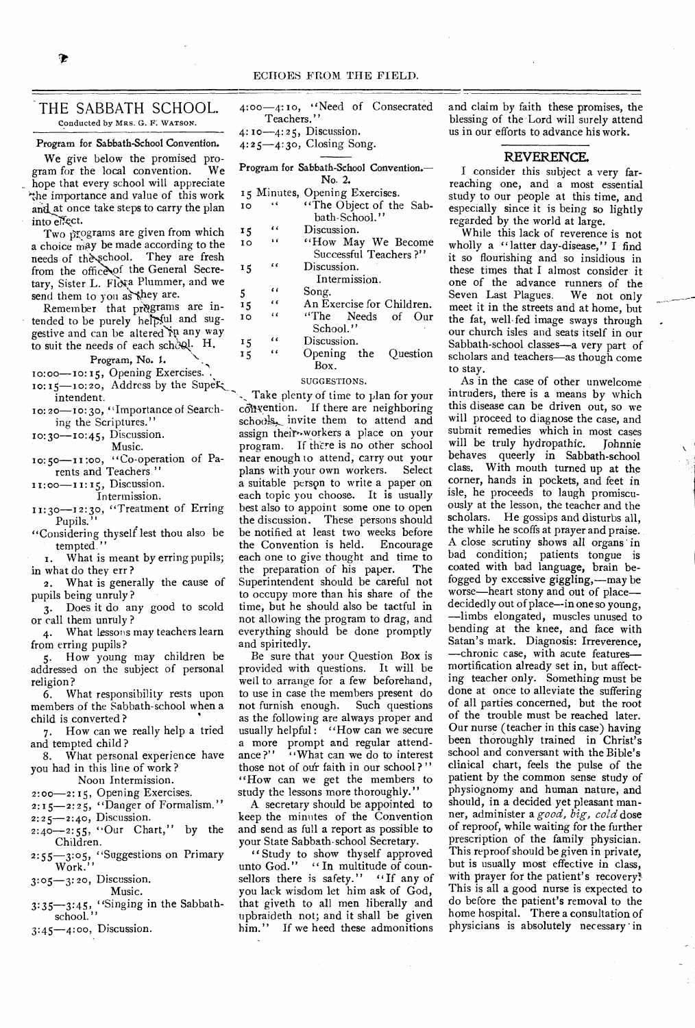## THE SABBATH SCHOOL.

Conducted by MRS. G. F. WATSON.

### Program for Sabbath-School Convention.

We give below the promised program for the local convention. We hope that every school will appreciate the importance and value of this work and at once take steps to carry the plan into effect.

Two programs are given from which a choice may be made according to the needs of the school. They are fresh from the office of the General Secretary, Sister L. Flora Plummer, and we send them to you as they are.

Remember that programs are intended to be purely helpful and suggestive and can be altered in any way to suit the needs of each school. H.

Program, No. 1.

10:00—10:15, Opening Exercises.
10:15—10:20, Address by the Superintendent.
10:20—10:30, "Importance of Searching the Scriptures."
10:30—10:45, Discussion.
Music.
10:50—11:00, "Co-operation of Parents and Teachers."
11:00—11:15, Discussion.
Intermission.
11:30—12:30, "Treatment of Erring Pupils."

"Considering thyself lest thou also be tempted."

1. What is meant by erring pupils; in what do they err?
2. What is generally the cause of pupils being unruly?
3. Does it do any good to scold or call them unruly?
4. What lessons may teachers learn from erring pupils?
5. How young may children be addressed on the subject of personal religion?
6. What responsibility rests upon members of the Sabbath-school when a child is converted?
7. How can we really help a tried and tempted child?
8. What personal experience have you had in this line of work?

Noon Intermission.

2:00—2:15, Opening Exercises.
2:15—2:25, "Danger of Formalism."
2:25—2:40, Discussion.
2:40—2:55, "Our Chart," by the Children.
2:55—3:05, "Suggestions on Primary Work."
3:05—3:20, Discussion.
Music.
3:35—3:45, "Singing in the Sabbath-school."
3:45—4:00, Discussion.
4:00—4:10, "Need of Consecrated Teachers."
4:10—4:25, Discussion.
4:25—4:30, Closing Song.

### Program for Sabbath-School Convention.—No. 2.

15 Minutes, Opening Exercises.
10 " "The Object of the Sabbath-School."
15 " Discussion.
10 " "How May We Become Successful Teachers?"
15 " Discussion.
Intermission.
5 " Song.
15 " An Exercise for Children.
10 " "The Needs of Our School."
15 " Discussion.
15 " Opening the Question Box.

SUGGESTIONS.

Take plenty of time to plan for your convention. If there are neighboring schools, invite them to attend and assign their workers a place on your program. If there is no other school near enough to attend, carry out your plans with your own workers. Select a suitable person to write a paper on each topic you choose. It is usually best also to appoint some one to open the discussion. These persons should be notified at least two weeks before the Convention is held. Encourage each one to give thought and time to the preparation of his paper. The Superintendent should be careful not to occupy more than his share of the time, but he should also be tactful in not allowing the program to drag, and everything should be done promptly and spiritedly.

Be sure that your Question Box is provided with questions. It will be well to arrange for a few beforehand, to use in case the members present do not furnish enough. Such questions as the following are always proper and usually helpful: "How can we secure a more prompt and regular attendance?" "What can we do to interest those not of our faith in our school?" "How can we get the members to study the lessons more thoroughly."

A secretary should be appointed to keep the minutes of the Convention and send as full a report as possible to your State Sabbath-school Secretary.

"Study to show thyself approved unto God." "In multitude of counsellors there is safety." "If any of you lack wisdom let him ask of God, that giveth to all men liberally and upbraideth not; and it shall be given him." If we heed these admonitions and claim by faith these promises, the blessing of the Lord will surely attend us in our efforts to advance his work.

## REVERENCE.

I consider this subject a very far-reaching one, and a most essential study to our people at this time, and especially since it is being so lightly regarded by the world at large.

While this lack of reverence is not wholly a "latter day-disease," I find it so flourishing and so insidious in these times that I almost consider it one of the advance runners of the Seven Last Plagues. We not only meet it in the streets and at home, but the fat, well-fed image sways through our church isles and seats itself in our Sabbath-school classes—a very part of scholars and teachers—as though come to stay.

As in the case of other unwelcome intruders, there is a means by which this disease can be driven out, so we will proceed to diagnose the case, and submit remedies which in most cases will be truly hydropathic. Johnnie behaves queerly in Sabbath-school class. With mouth turned up at the corner, hands in pockets, and feet in isle, he proceeds to laugh promiscuously at the lesson, the teacher and the scholars. He gossips and disturbs all, the while he scoffs at prayer and praise. A close scrutiny shows all organs in bad condition; patients tongue is coated with bad language, brain befogged by excessive giggling,—may be worse—heart stony and out of place—decidedly out of place—in one so young,—limbs elongated, muscles unused to bending at the knee, and face with Satan's mark. Diagnosis: Irreverence,—chronic case, with acute features—mortification already set in, but affecting teacher only. Something must be done at once to alleviate the suffering of all parties concerned, but the root of the trouble must be reached later. Our nurse (teacher in this case) having been thoroughly trained in Christ's school and conversant with the Bible's clinical chart, feels the pulse of the patient by the common sense study of physiognomy and human nature, and should, in a decided yet pleasant manner, administer a *good, big, cold* dose of reproof, while waiting for the further prescription of the family physician. This reproof should be given in private, but is usually most effective in class, with prayer for the patient's recovery. This is all a good nurse is expected to do before the patient's removal to the home hospital. There a consultation of physicians is absolutely necessary in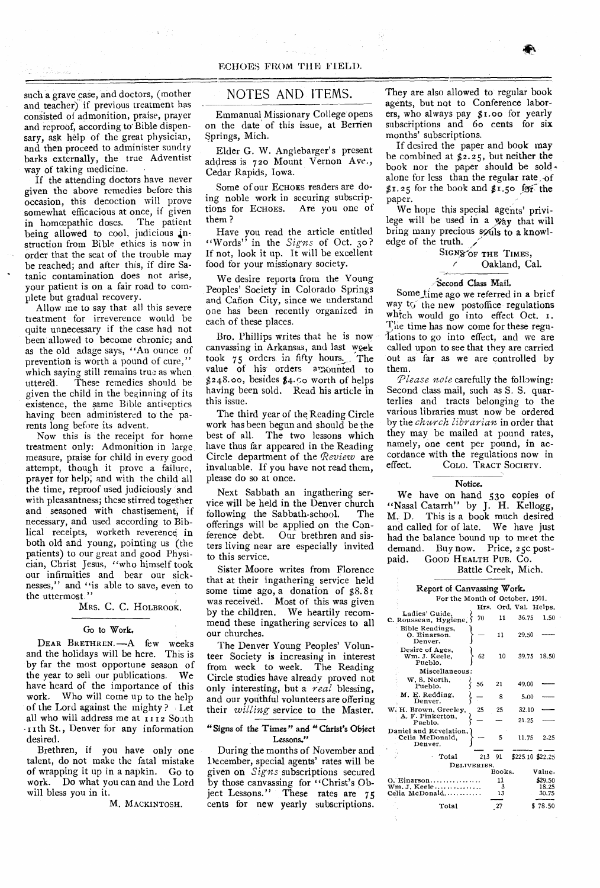such a grave case, and doctors, (mother and teacher) if previous treatment has consisted of admonition, praise, prayer and reproof, according to Bible dispensary, ask help of the great physician, and then proceed to administer sundry barks externally, the true Adventist way of taking medicine.

If the attending doctors have never given the above remedies before this occasion, this decoction will prove somewhat efficacious at once, if given in homœpathic doses. The patient being allowed to cool, judicious instruction from Bible ethics is now in order that the seat of the trouble may be reached; and after this, if dire Satanic contamination does not arise, your patient is on a fair road to complete but gradual recovery.

Allow me to say that all this severe treatment for irreverence would be quite unnecessary if the case had not been allowed to become chronic; and as the old adage says, "An ounce of prevention is worth a pound of cure," which saying still remains true as when uttered. These remedies should be given the child in the beginning of its existence, the same Bible antiseptics having been administered to the parents long before its advent.

Now this is the receipt for home treatment only: Admonition in large measure, praise for child in every good attempt, though it prove a failure, prayer for help, and with the child all the time, reproof used judiciously and with pleasantness; these stirred together and seasoned with chastisement, if necessary, and used according to Biblical receipts, worketh reverence in both old and young, pointing us (the patients) to our great and good Physician, Christ Jesus, "who himself took our infirmities and bear our sicknesses," and "is able to save, even to the uttermost."

MRS. C. C. HOLBROOK.

### Go to Work.

DEAR BRETHREN.—A few weeks and the holidays will be here. This is by far the most opportune season of the year to sell our publications. We have heard of the importance of this work. Who will come up to the help of the Lord against the mighty? Let all who will address me at 1112 South 11th St., Denver for any information desired.

Brethren, if you have only one talent, do not make the fatal mistake of wrapping it up in a napkin. Go to work. Do what you can and the Lord will bless you in it.

M. MACKINTOSH.

## NOTES AND ITEMS.

Emmanual Missionary College opens on the date of this issue, at Berrien Springs, Mich.

Elder G. W. Anglebarger's present address is 720 Mount Vernon Ave., Cedar Rapids, Iowa.

Some of our ECHOES readers are doing noble work in securing subscriptions for ECHOES. Are you one of them?

Have you read the article entitled "Words" in the *Signs* of Oct. 30? If not, look it up. It will be excellent food for your missionary society.

We desire reports from the Young Peoples' Society in Colorado Springs and Cañon City, since we understand one has been recently organized in each of these places.

Bro. Phillips writes that he is now canvassing in Arkansas, and last week took 75 orders in fifty hours. The value of his orders amounted to $248.00, besides $4.00 worth of helps having been sold. Read his article in this issue.

The third year of the Reading Circle work has been begun and should be the best of all. The two lessons which have thus far appeared in the Reading Circle department of the *Review* are invaluable. If you have not read them, please do so at once.

Next Sabbath an ingathering service will be held in the Denver church following the Sabbath-school. The offerings will be applied on the Conference debt. Our brethren and sisters living near are especially invited to this service.

Sister Moore writes from Florence that at their ingathering service held some time ago, a donation of $8.81 was received. Most of this was given by the children. We heartily recommend these ingathering services to all our churches.

The Denver Young Peoples' Volunteer Society is increasing in interest from week to week. The Reading Circle studies have already proved not only interesting, but a *real* blessing, and our youthful volunteers are offering their *willing* service to the Master.

### "Signs of the Times" and "Christ's Object Lessons."

During the months of November and December, special agents' rates will be given on *Signs* subscriptions secured by those canvassing for "Christ's Object Lessons." These rates are 75 cents for new yearly subscriptions. They are also allowed to regular book agents, but not to Conference laborers, who always pay $1.00 for yearly subscriptions and 60 cents for six months' subscriptions.

If desired the paper and book may be combined at $2.25, but neither the book nor the paper should be sold alone for less than the regular rate of $1.25 for the book and $1.50 for the paper.

We hope this special agents' privilege will be used in a way that will bring many precious souls to a knowledge of the truth.

SIGNS OF THE TIMES,
Oakland, Cal.

### Second Class Mail.

Some time ago we referred in a brief way to the new postoffice regulations which would go into effect Oct. 1. The time has now come for these regulations to go into effect, and we are called upon to see that they are carried out as far as we are controlled by them.

*Please note* carefully the following: Second class mail, such as S. S. quarterlies and tracts belonging to the various libraries must now be ordered by the *church librarian* in order that they may be mailed at pound rates, namely, one cent per pound, in accordance with the regulations now in effect. COLO. TRACT SOCIETY.

### Notice.

We have on hand 530 copies of "Nasal Catarrh" by J. H. Kellogg, M. D. This is a book much desired and called for of late. We have just had the balance bound up to meet the demand. Buy now. Price, 25c postpaid. GOOD HEALTH PUB. CO.
Battle Creek, Mich.

### Report of Canvassing Work.

For the Month of October, 1901.

| | Hrs. | Ord. | Val. | Helps. |
|---|---|---|---|---|
| Ladies' Guide, C. Rousseau, Hygiene. | 70 | 11 | 36.75 | 1.50 |
| Bible Readings, O. Einarson, Denver. | — | 11 | 29.50 | — |
| Desire of Ages, Wm. J. Keele, Pueblo. | 62 | 10 | 39.75 | 18.50 |
| Miscellaneous: | | | | |
| W. S. North, Pueblo. | 56 | 21 | 49.00 | — |
| M. E. Redding, Denver. | — | 8 | 5.00 | — |
| W. H. Brown, Greeley, | 25 | 25 | 32.10 | — |
| A. F. Pinkerton, Pueblo. | — | — | 21.25 | — |
| Daniel and Revelation, Celia McDonald, Denver. | — | 5 | 11.75 | 2.25 |
| Total | 213 | 91 | $225.10 | $22.25 |

DELIVERIES.

| | Books. | Value. |
|---|---|---|
| O. Einarson | 11 | $29.50 |
| Wm. J. Keele | 3 | 18.25 |
| Celia McDonald | 13 | 30.75 |
| Total | 27 | $ 78.50 |